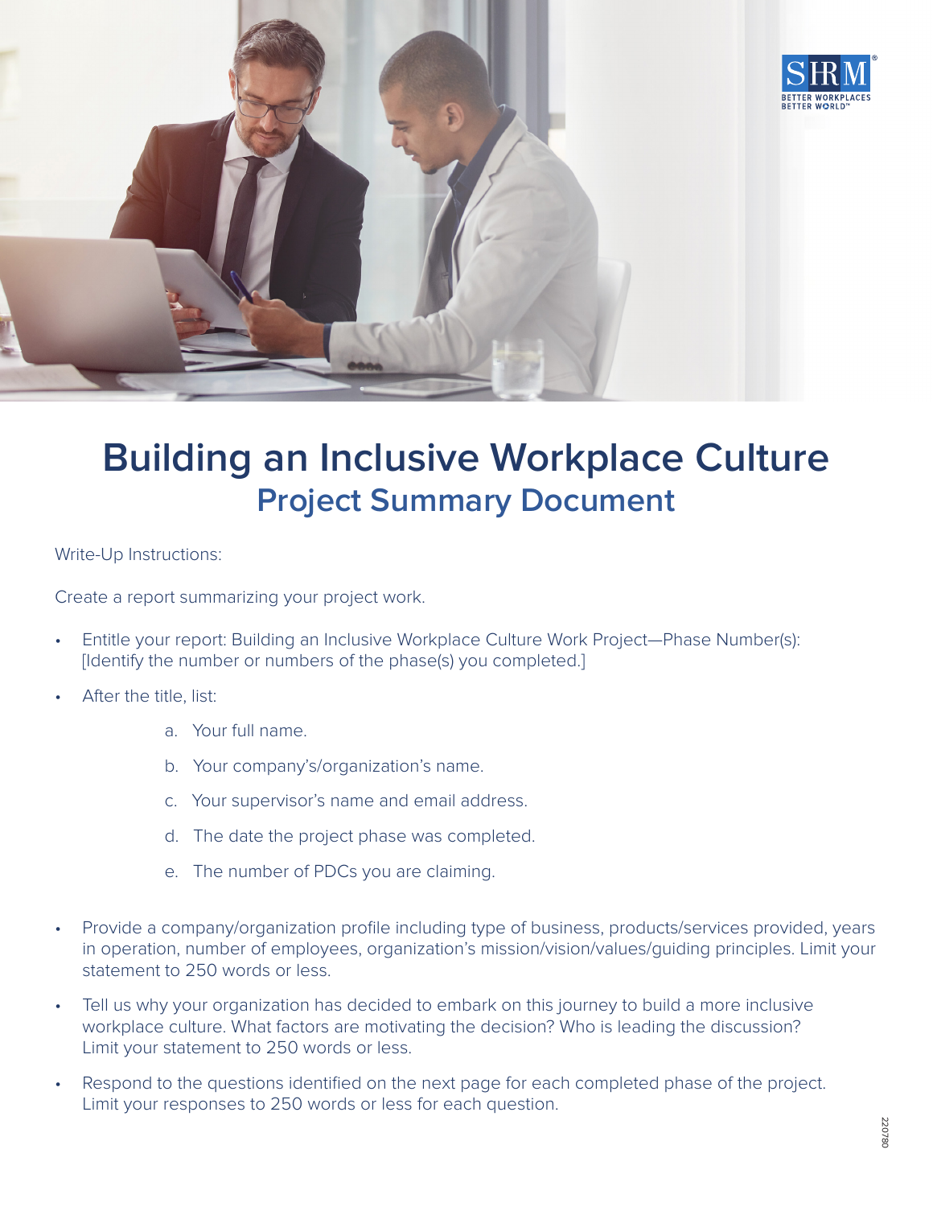# Building an Inclusive Workplace Culture

## Project Summary Document

Write-Up Instructions:

Create a report summarizing your project work.

- Entitle your report: Building an Inclusive Workplace Culture Work Project—Phase Number(s): [Identify the number or numbers of the phase(s) you completed.]
- After the title, list:
    a. Your full name.
    b. Your company's/organization's name.
    c. Your supervisor's name and email address.
    d. The date the project phase was completed.
    e. The number of PDCs you are claiming.
- Provide a company/organization profile including type of business, products/services provided, years in operation, number of employees, organization's mission/vision/values/guiding principles. Limit your statement to 250 words or less.
- Tell us why your organization has decided to embark on this journey to build a more inclusive workplace culture. What factors are motivating the decision? Who is leading the discussion? Limit your statement to 250 words or less.
- Respond to the questions identified on the next page for each completed phase of the project. Limit your responses to 250 words or less for each question.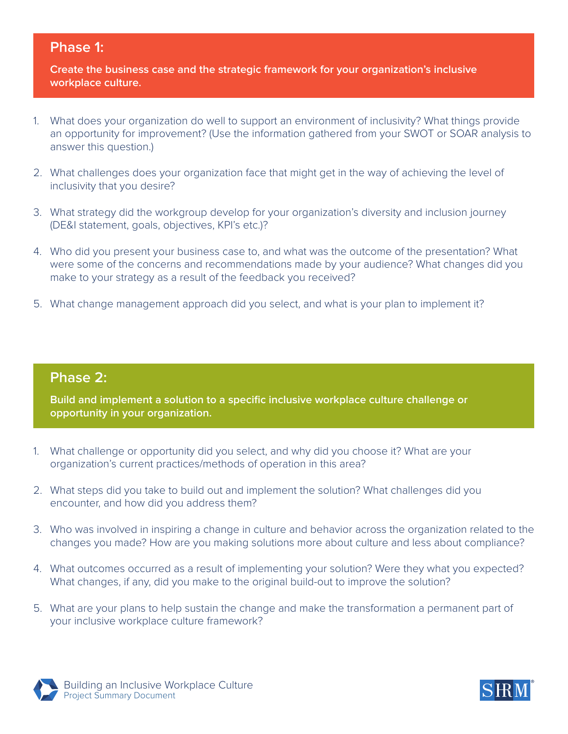## Phase 1:

**Create the business case and the strategic framework for your organization's inclusive workplace culture.**

1. What does your organization do well to support an environment of inclusivity? What things provide an opportunity for improvement? (Use the information gathered from your SWOT or SOAR analysis to answer this question.)

2. What challenges does your organization face that might get in the way of achieving the level of inclusivity that you desire?

3. What strategy did the workgroup develop for your organization's diversity and inclusion journey (DE&I statement, goals, objectives, KPI's etc.)?

4. Who did you present your business case to, and what was the outcome of the presentation? What were some of the concerns and recommendations made by your audience? What changes did you make to your strategy as a result of the feedback you received?

5. What change management approach did you select, and what is your plan to implement it?

## Phase 2:

**Build and implement a solution to a specific inclusive workplace culture challenge or opportunity in your organization.**

1. What challenge or opportunity did you select, and why did you choose it? What are your organization's current practices/methods of operation in this area?

2. What steps did you take to build out and implement the solution? What challenges did you encounter, and how did you address them?

3. Who was involved in inspiring a change in culture and behavior across the organization related to the changes you made? How are you making solutions more about culture and less about compliance?

4. What outcomes occurred as a result of implementing your solution? Were they what you expected? What changes, if any, did you make to the original build-out to improve the solution?

5. What are your plans to help sustain the change and make the transformation a permanent part of your inclusive workplace culture framework?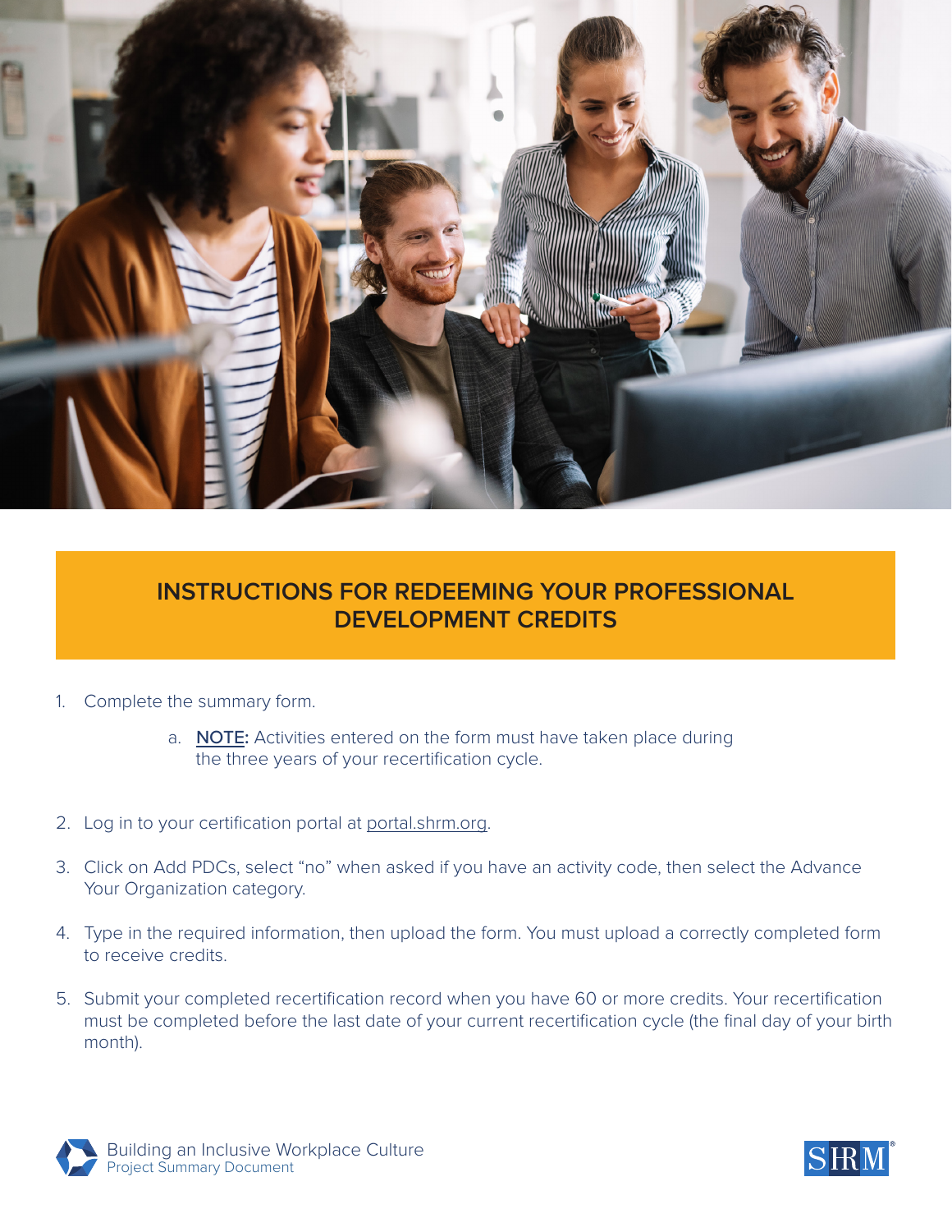## INSTRUCTIONS FOR REDEEMING YOUR PROFESSIONAL DEVELOPMENT CREDITS

1. Complete the summary form.
   a. **NOTE:** Activities entered on the form must have taken place during the three years of your recertification cycle.

2. Log in to your certification portal at portal.shrm.org.

3. Click on Add PDCs, select "no" when asked if you have an activity code, then select the Advance Your Organization category.

4. Type in the required information, then upload the form. You must upload a correctly completed form to receive credits.

5. Submit your completed recertification record when you have 60 or more credits. Your recertification must be completed before the last date of your current recertification cycle (the final day of your birth month).